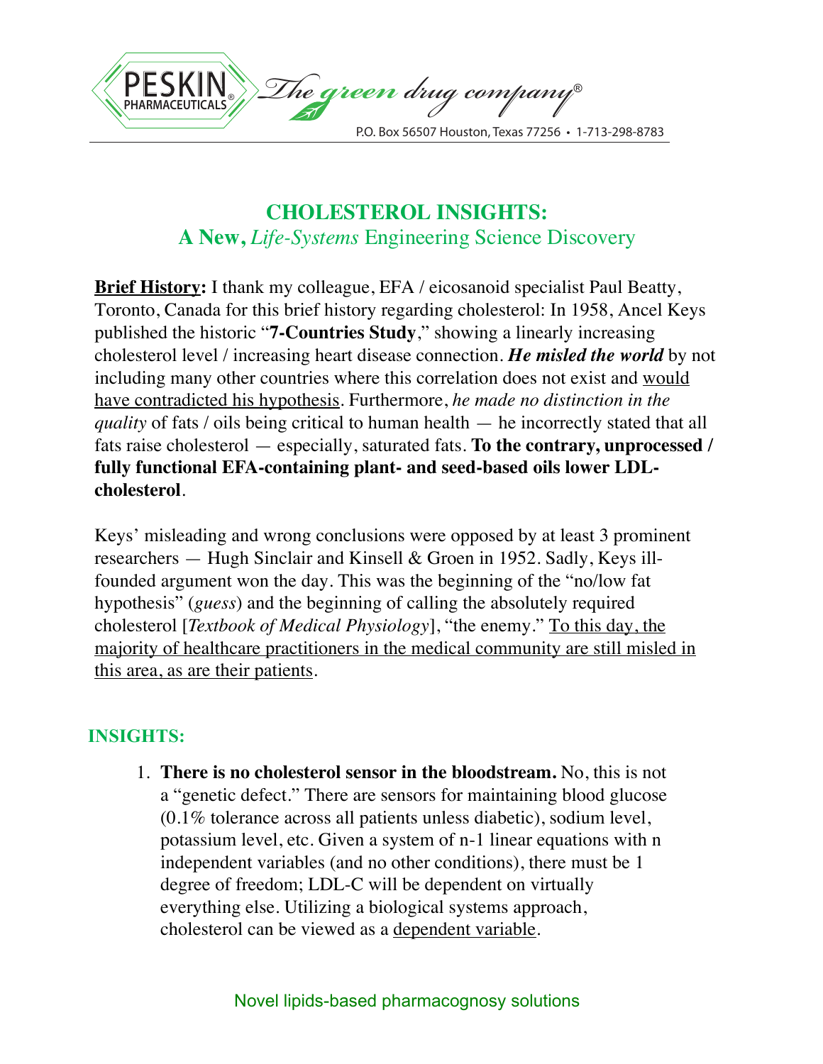# CHOLESTEROL INSIGHTS:

## A New, *Life-Systems* Engineering Science Discovery

**Brief History:** I thank my colleague, EFA / eicosanoid specialist Paul Beatty, Toronto, Canada for this brief history regarding cholesterol: In 1958, Ancel Keys published the historic "**7-Countries Study**," showing a linearly increasing cholesterol level / increasing heart disease connection. ***He misled the world*** by not including many other countries where this correlation does not exist and would have contradicted his hypothesis. Furthermore, *he made no distinction in the quality* of fats / oils being critical to human health — he incorrectly stated that all fats raise cholesterol — especially, saturated fats. **To the contrary, unprocessed / fully functional EFA-containing plant- and seed-based oils lower LDL-cholesterol**.

Keys' misleading and wrong conclusions were opposed by at least 3 prominent researchers — Hugh Sinclair and Kinsell & Groen in 1952. Sadly, Keys ill-founded argument won the day. This was the beginning of the "no/low fat hypothesis" (*guess*) and the beginning of calling the absolutely required cholesterol [*Textbook of Medical Physiology*], "the enemy." To this day, the majority of healthcare practitioners in the medical community are still misled in this area, as are their patients.

### INSIGHTS:

1. **There is no cholesterol sensor in the bloodstream.** No, this is not a "genetic defect." There are sensors for maintaining blood glucose (0.1% tolerance across all patients unless diabetic), sodium level, potassium level, etc. Given a system of n-1 linear equations with n independent variables (and no other conditions), there must be 1 degree of freedom; LDL-C will be dependent on virtually everything else. Utilizing a biological systems approach, cholesterol can be viewed as a dependent variable.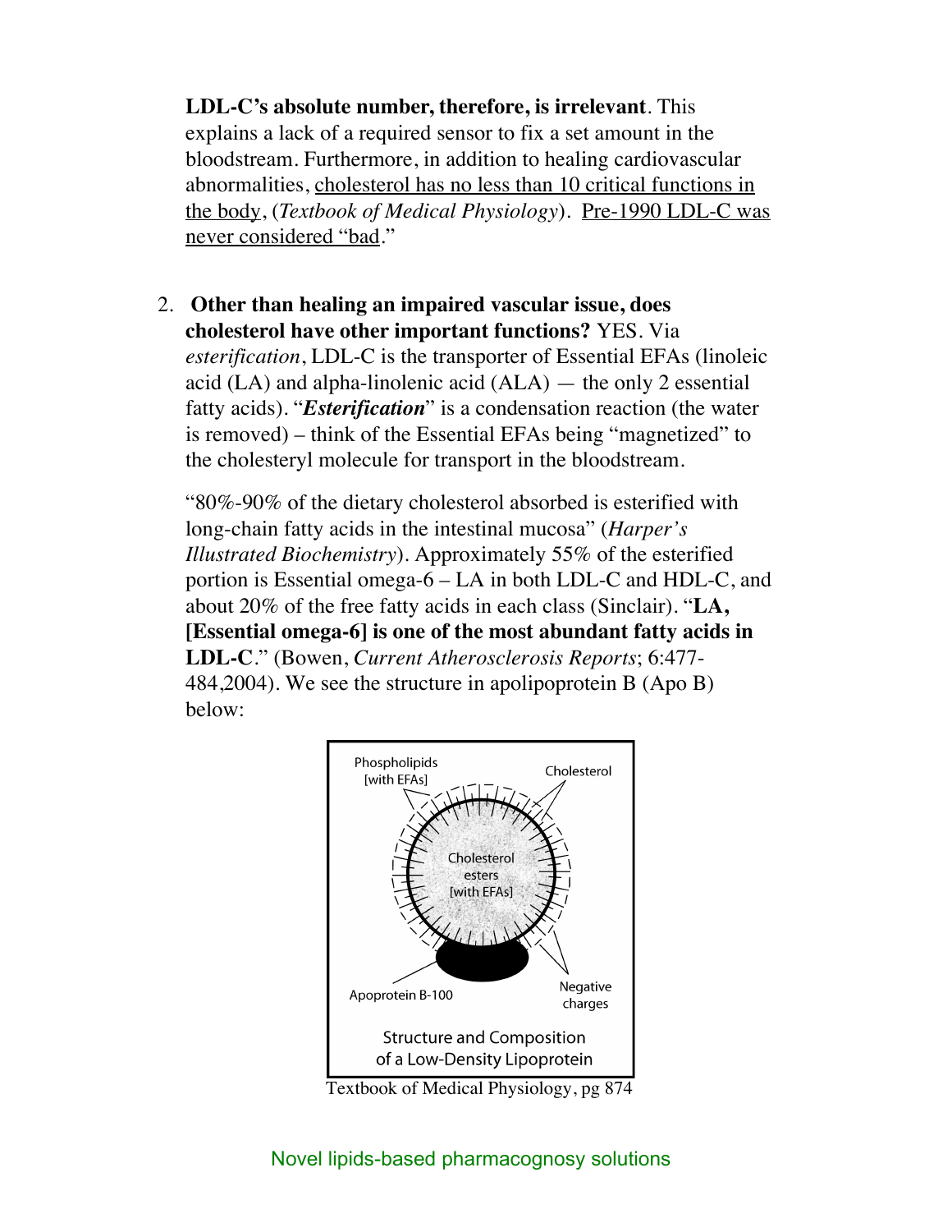**LDL-C's absolute number, therefore, is irrelevant**. This explains a lack of a required sensor to fix a set amount in the bloodstream. Furthermore, in addition to healing cardiovascular abnormalities, <u>cholesterol has no less than 10 critical functions in the body</u>, (*Textbook of Medical Physiology*). <u>Pre-1990 LDL-C was never considered "bad</u>."

2. **Other than healing an impaired vascular issue, does cholesterol have other important functions?** YES. Via *esterification*, LDL-C is the transporter of Essential EFAs (linoleic acid (LA) and alpha-linolenic acid (ALA) — the only 2 essential fatty acids). "***Esterification***" is a condensation reaction (the water is removed) – think of the Essential EFAs being "magnetized" to the cholesteryl molecule for transport in the bloodstream.

   "80%-90% of the dietary cholesterol absorbed is esterified with long-chain fatty acids in the intestinal mucosa" (*Harper's Illustrated Biochemistry*). Approximately 55% of the esterified portion is Essential omega-6 – LA in both LDL-C and HDL-C, and about 20% of the free fatty acids in each class (Sinclair). "**LA, [Essential omega-6] is one of the most abundant fatty acids in LDL-C**." (Bowen, *Current Atherosclerosis Reports*; 6:477-484,2004). We see the structure in apolipoprotein B (Apo B) below:

Phospholipids [with EFAs]
Cholesterol
Cholesterol esters [with EFAs]
Apoprotein B-100
Negative charges

Structure and Composition of a Low-Density Lipoprotein

Textbook of Medical Physiology, pg 874

Novel lipids-based pharmacognosy solutions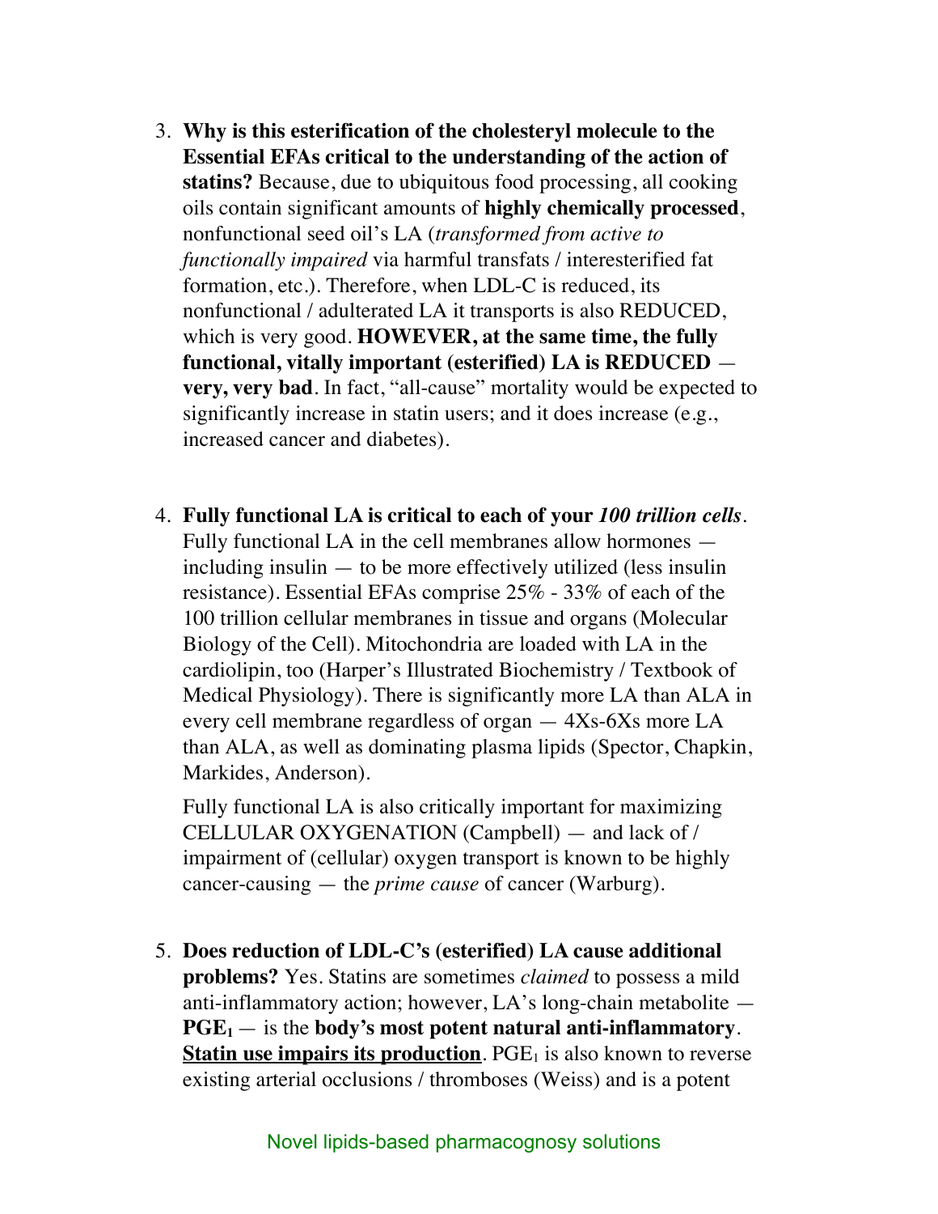3. **Why is this esterification of the cholesteryl molecule to the Essential EFAs critical to the understanding of the action of statins?** Because, due to ubiquitous food processing, all cooking oils contain significant amounts of **highly chemically processed**, nonfunctional seed oil's LA (*transformed from active to functionally impaired* via harmful transfats / interesterified fat formation, etc.). Therefore, when LDL-C is reduced, its nonfunctional / adulterated LA it transports is also REDUCED, which is very good. **HOWEVER, at the same time, the fully functional, vitally important (esterified) LA is REDUCED** — **very, very bad**. In fact, "all-cause" mortality would be expected to significantly increase in statin users; and it does increase (e.g., increased cancer and diabetes).

4. **Fully functional LA is critical to each of your *100 trillion cells*.** Fully functional LA in the cell membranes allow hormones — including insulin — to be more effectively utilized (less insulin resistance). Essential EFAs comprise 25% - 33% of each of the 100 trillion cellular membranes in tissue and organs (Molecular Biology of the Cell). Mitochondria are loaded with LA in the cardiolipin, too (Harper's Illustrated Biochemistry / Textbook of Medical Physiology). There is significantly more LA than ALA in every cell membrane regardless of organ — 4Xs-6Xs more LA than ALA, as well as dominating plasma lipids (Spector, Chapkin, Markides, Anderson).

   Fully functional LA is also critically important for maximizing CELLULAR OXYGENATION (Campbell) — and lack of / impairment of (cellular) oxygen transport is known to be highly cancer-causing — the *prime cause* of cancer (Warburg).

5. **Does reduction of LDL-C's (esterified) LA cause additional problems?** Yes. Statins are sometimes *claimed* to possess a mild anti-inflammatory action; however, LA's long-chain metabolite — **$PGE_1$** — is the **body's most potent natural anti-inflammatory**. <u>**Statin use impairs its production**</u>. $PGE_1$ is also known to reverse existing arterial occlusions / thromboses (Weiss) and is a potent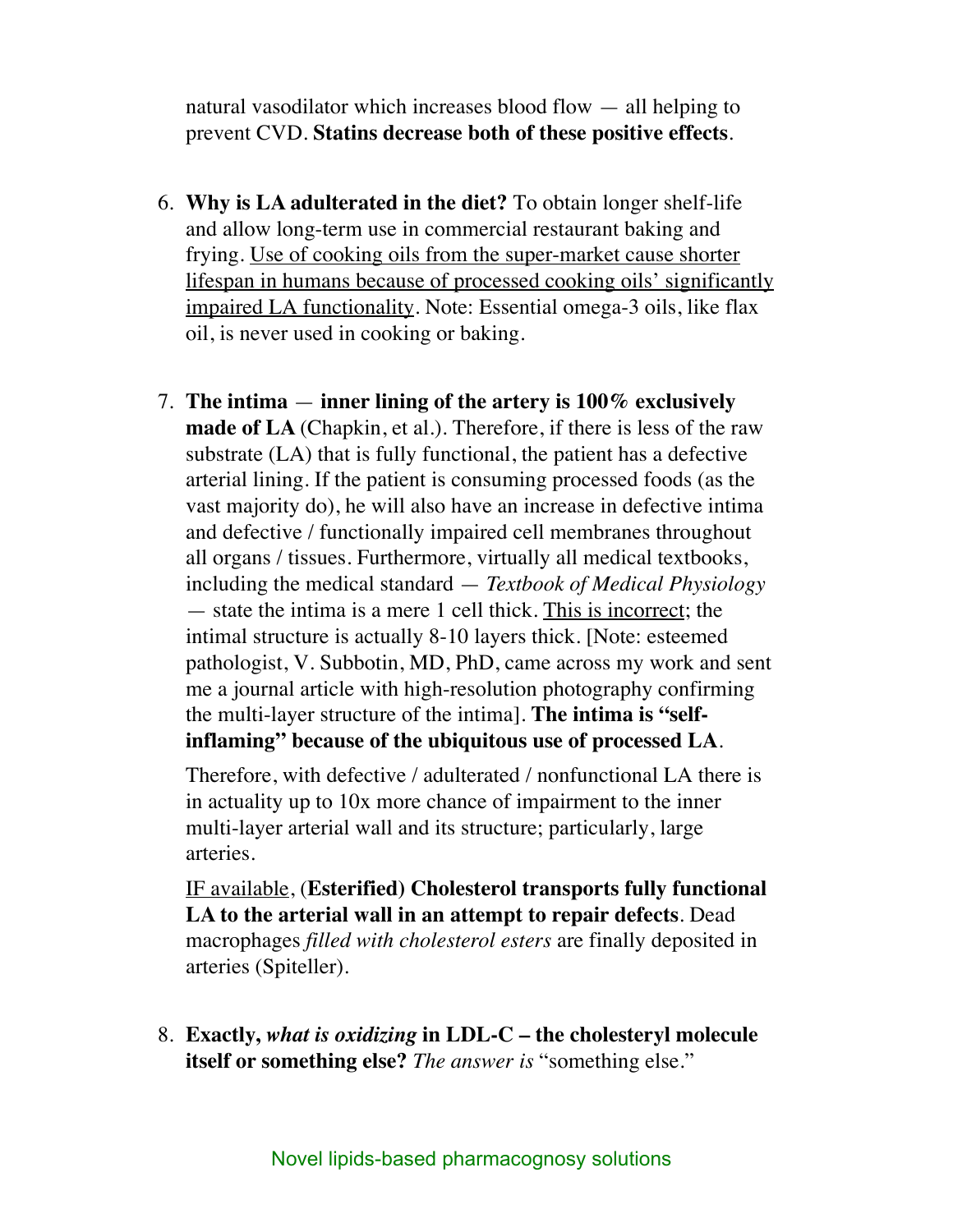natural vasodilator which increases blood flow — all helping to prevent CVD. **Statins decrease both of these positive effects**.

6. **Why is LA adulterated in the diet?** To obtain longer shelf-life and allow long-term use in commercial restaurant baking and frying. <u>Use of cooking oils from the super-market cause shorter lifespan in humans because of processed cooking oils' significantly impaired LA functionality</u>. Note: Essential omega-3 oils, like flax oil, is never used in cooking or baking.

7. **The intima — inner lining of the artery is 100% exclusively made of LA** (Chapkin, et al.). Therefore, if there is less of the raw substrate (LA) that is fully functional, the patient has a defective arterial lining. If the patient is consuming processed foods (as the vast majority do), he will also have an increase in defective intima and defective / functionally impaired cell membranes throughout all organs / tissues. Furthermore, virtually all medical textbooks, including the medical standard — *Textbook of Medical Physiology* — state the intima is a mere 1 cell thick. <u>This is incorrect</u>; the intimal structure is actually 8-10 layers thick. [Note: esteemed pathologist, V. Subbotin, MD, PhD, came across my work and sent me a journal article with high-resolution photography confirming the multi-layer structure of the intima]. **The intima is "self-inflaming" because of the ubiquitous use of processed LA**.

   Therefore, with defective / adulterated / nonfunctional LA there is in actuality up to 10x more chance of impairment to the inner multi-layer arterial wall and its structure; particularly, large arteries.

   <u>IF available</u>, **(Esterified) Cholesterol transports fully functional LA to the arterial wall in an attempt to repair defects**. Dead macrophages *filled with cholesterol esters* are finally deposited in arteries (Spiteller).

8. **Exactly, *what is oxidizing* in LDL-C – the cholesteryl molecule itself or something else?** *The answer is* "something else."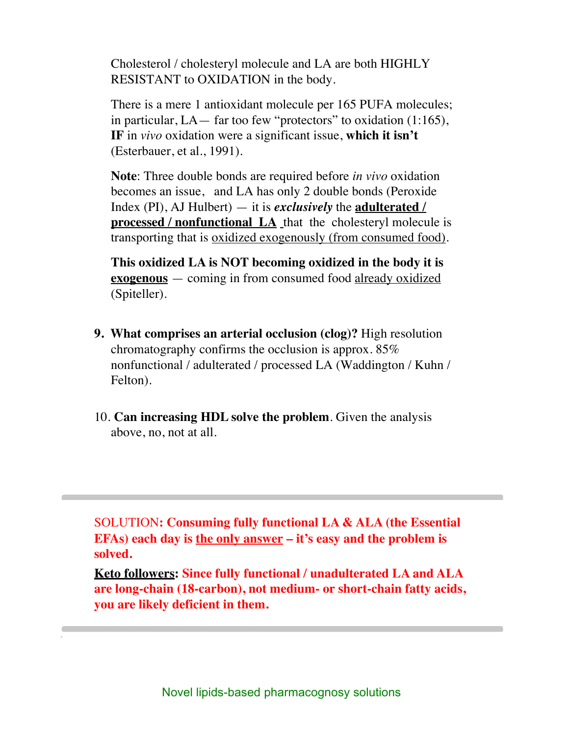Cholesterol / cholesteryl molecule and LA are both HIGHLY RESISTANT to OXIDATION in the body.

There is a mere 1 antioxidant molecule per 165 PUFA molecules; in particular, LA— far too few "protectors" to oxidation (1:165), **IF** in *vivo* oxidation were a significant issue, **which it isn't** (Esterbauer, et al., 1991).

**Note**: Three double bonds are required before *in vivo* oxidation becomes an issue, and LA has only 2 double bonds (Peroxide Index (PI), AJ Hulbert) — it is ***exclusively*** the **<u>adulterated / processed / nonfunctional LA</u>** that the cholesteryl molecule is transporting that is <u>oxidized exogenously (from consumed food)</u>.

**This oxidized LA is NOT becoming oxidized in the body it is <u>exogenous</u>** — coming in from consumed food <u>already oxidized</u> (Spiteller).

9. **What comprises an arterial occlusion (clog)?** High resolution chromatography confirms the occlusion is approx. 85% nonfunctional / adulterated / processed LA (Waddington / Kuhn / Felton).

10. **Can increasing HDL solve the problem**. Given the analysis above, no, not at all.

---

SOLUTION**: Consuming fully functional LA & ALA (the Essential EFAs) each day is <u>the only answer</u> – it's easy and the problem is solved.**

**<u>Keto followers</u>: Since fully functional / unadulterated LA and ALA are long-chain (18-carbon), not medium- or short-chain fatty acids, you are likely deficient in them.**

---

Novel lipids-based pharmacognosy solutions